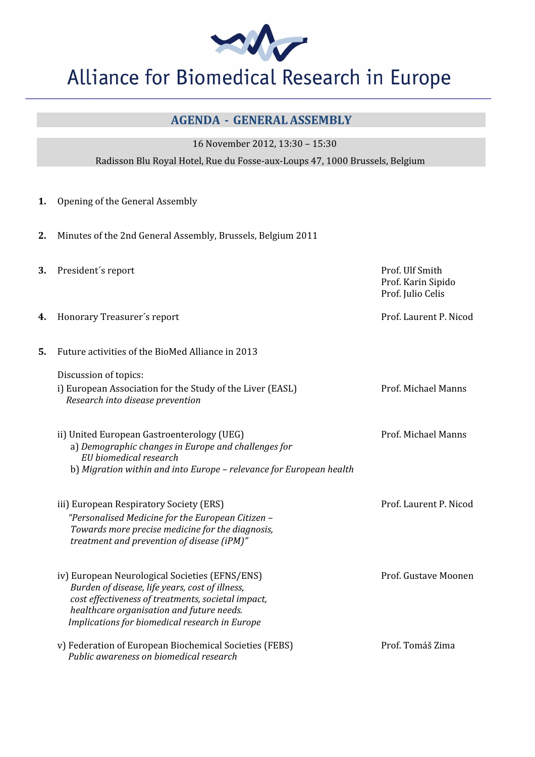# Alliance for Biomedical Research in Europe

## AGENDA - GENERAL ASSEMBLY

16 November 2012, 13:30 – 15:30

Radisson Blu Royal Hotel, Rue du Fosse-aux-Loups 47, 1000 Brussels, Belgium

**1.** Opening of the General Assembly

**2.** Minutes of the 2nd General Assembly, Brussels, Belgium 2011

**3.** President´s report — Prof. Ulf Smith, Prof. Karin Sipido, Prof. Julio Celis

**4.** Honorary Treasurer´s report — Prof. Laurent P. Nicod

**5.** Future activities of the BioMed Alliance in 2013

Discussion of topics:

i) European Association for the Study of the Liver (EASL) — Prof. Michael Manns
*Research into disease prevention*

ii) United European Gastroenterology (UEG) — Prof. Michael Manns
a) *Demographic changes in Europe and challenges for EU biomedical research*
b) *Migration within and into Europe – relevance for European health*

iii) European Respiratory Society (ERS) — Prof. Laurent P. Nicod
*"Personalised Medicine for the European Citizen – Towards more precise medicine for the diagnosis, treatment and prevention of disease (iPM)"*

iv) European Neurological Societies (EFNS/ENS) — Prof. Gustave Moonen
*Burden of disease, life years, cost of illness, cost effectiveness of treatments, societal impact, healthcare organisation and future needs. Implications for biomedical research in Europe*

v) Federation of European Biochemical Societies (FEBS) — Prof. Tomáš Zima
*Public awareness on biomedical research*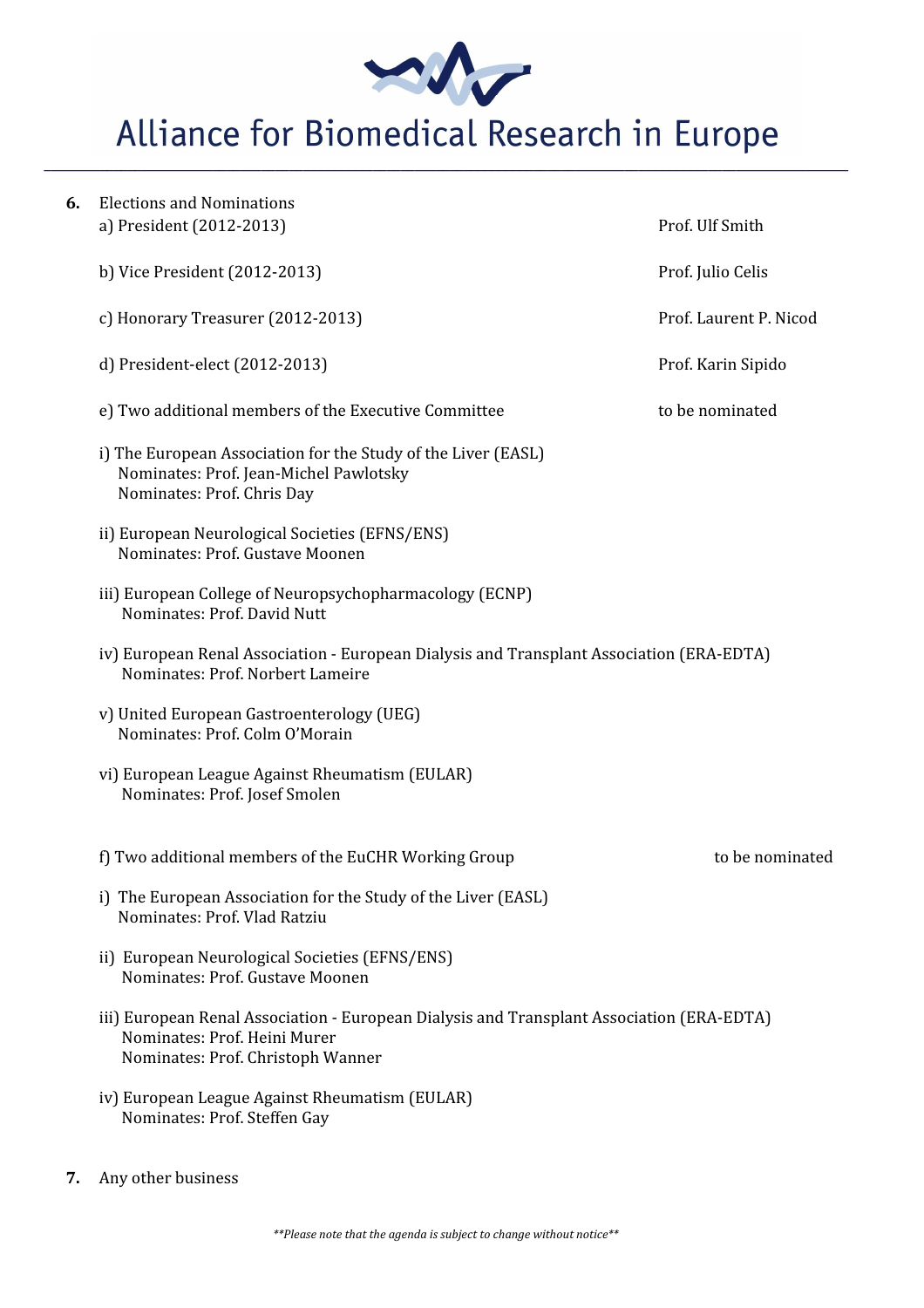# Alliance for Biomedical Research in Europe

**6.** Elections and Nominations

a) President (2012-2013) — Prof. Ulf Smith

b) Vice President (2012-2013) — Prof. Julio Celis

c) Honorary Treasurer (2012-2013) — Prof. Laurent P. Nicod

d) President-elect (2012-2013) — Prof. Karin Sipido

e) Two additional members of the Executive Committee — to be nominated

i) The European Association for the Study of the Liver (EASL)
Nominates: Prof. Jean-Michel Pawlotsky
Nominates: Prof. Chris Day

ii) European Neurological Societies (EFNS/ENS)
Nominates: Prof. Gustave Moonen

iii) European College of Neuropsychopharmacology (ECNP)
Nominates: Prof. David Nutt

iv) European Renal Association - European Dialysis and Transplant Association (ERA-EDTA)
Nominates: Prof. Norbert Lameire

v) United European Gastroenterology (UEG)
Nominates: Prof. Colm O'Morain

vi) European League Against Rheumatism (EULAR)
Nominates: Prof. Josef Smolen

f) Two additional members of the EuCHR Working Group — to be nominated

i) The European Association for the Study of the Liver (EASL)
Nominates: Prof. Vlad Ratziu

ii) European Neurological Societies (EFNS/ENS)
Nominates: Prof. Gustave Moonen

iii) European Renal Association - European Dialysis and Transplant Association (ERA-EDTA)
Nominates: Prof. Heini Murer
Nominates: Prof. Christoph Wanner

iv) European League Against Rheumatism (EULAR)
Nominates: Prof. Steffen Gay

**7.** Any other business

*\*\*Please note that the agenda is subject to change without notice\*\**